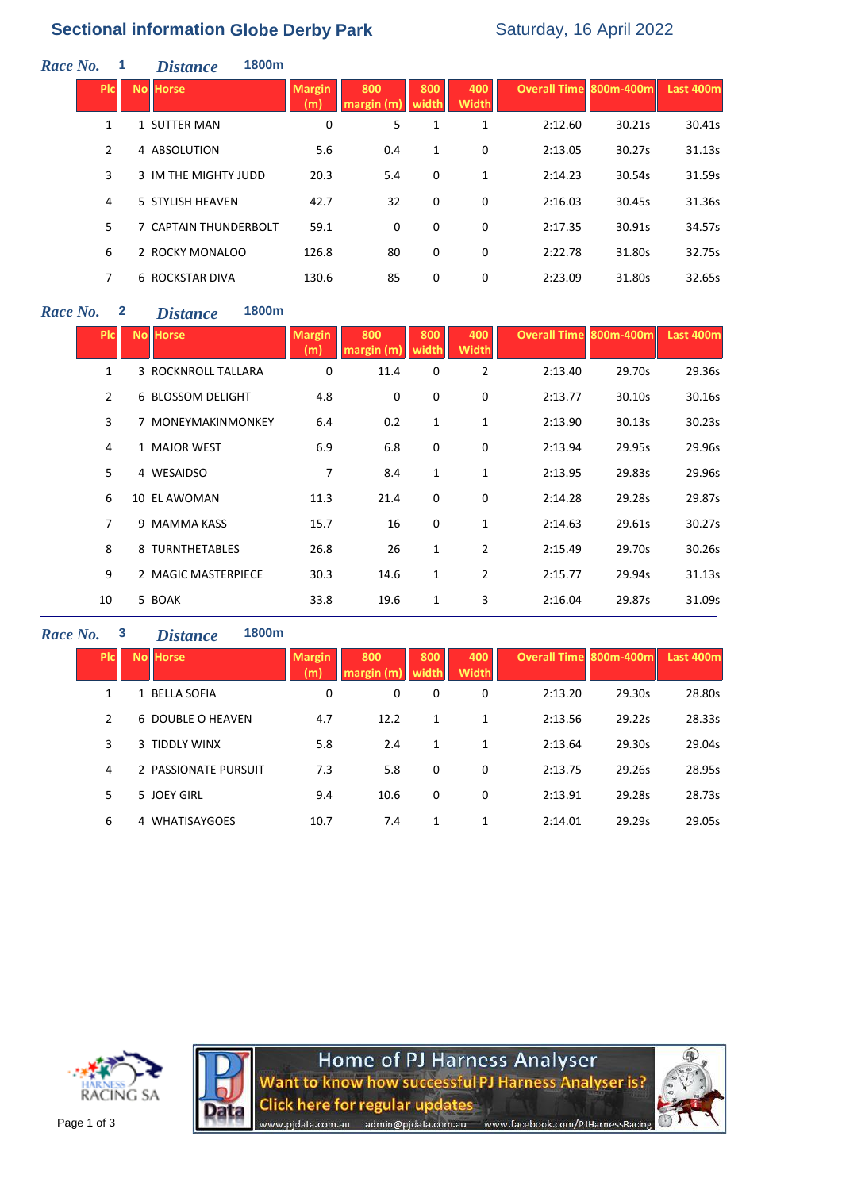# Sectional information Globe Derby Park

Saturday, 16 April 2022

**Race No.** 1 **Distance** 1800m

| Plc | No | Horse | Margin (m) | 800 margin (m) | 800 width | 400 Width | Overall Time | 800m-400m | Last 400m |
|---|---|---|---|---|---|---|---|---|---|
| 1 | 1 | SUTTER MAN | 0 | 5 | 1 | 1 | 2:12.60 | 30.21s | 30.41s |
| 2 | 4 | ABSOLUTION | 5.6 | 0.4 | 1 | 0 | 2:13.05 | 30.27s | 31.13s |
| 3 | 3 | IM THE MIGHTY JUDD | 20.3 | 5.4 | 0 | 1 | 2:14.23 | 30.54s | 31.59s |
| 4 | 5 | STYLISH HEAVEN | 42.7 | 32 | 0 | 0 | 2:16.03 | 30.45s | 31.36s |
| 5 | 7 | CAPTAIN THUNDERBOLT | 59.1 | 0 | 0 | 0 | 2:17.35 | 30.91s | 34.57s |
| 6 | 2 | ROCKY MONALOO | 126.8 | 80 | 0 | 0 | 2:22.78 | 31.80s | 32.75s |
| 7 | 6 | ROCKSTAR DIVA | 130.6 | 85 | 0 | 0 | 2:23.09 | 31.80s | 32.65s |

**Race No.** 2 **Distance** 1800m

| Plc | No | Horse | Margin (m) | 800 margin (m) | 800 width | 400 Width | Overall Time | 800m-400m | Last 400m |
|---|---|---|---|---|---|---|---|---|---|
| 1 | 3 | ROCKNROLL TALLARA | 0 | 11.4 | 0 | 2 | 2:13.40 | 29.70s | 29.36s |
| 2 | 6 | BLOSSOM DELIGHT | 4.8 | 0 | 0 | 0 | 2:13.77 | 30.10s | 30.16s |
| 3 | 7 | MONEYMAKINMONKEY | 6.4 | 0.2 | 1 | 1 | 2:13.90 | 30.13s | 30.23s |
| 4 | 1 | MAJOR WEST | 6.9 | 6.8 | 0 | 0 | 2:13.94 | 29.95s | 29.96s |
| 5 | 4 | WESAIDSO | 7 | 8.4 | 1 | 1 | 2:13.95 | 29.83s | 29.96s |
| 6 | 10 | EL AWOMAN | 11.3 | 21.4 | 0 | 0 | 2:14.28 | 29.28s | 29.87s |
| 7 | 9 | MAMMA KASS | 15.7 | 16 | 0 | 1 | 2:14.63 | 29.61s | 30.27s |
| 8 | 8 | TURNTHETABLES | 26.8 | 26 | 1 | 2 | 2:15.49 | 29.70s | 30.26s |
| 9 | 2 | MAGIC MASTERPIECE | 30.3 | 14.6 | 1 | 2 | 2:15.77 | 29.94s | 31.13s |
| 10 | 5 | BOAK | 33.8 | 19.6 | 1 | 3 | 2:16.04 | 29.87s | 31.09s |

**Race No.** 3 **Distance** 1800m

| Plc | No | Horse | Margin (m) | 800 margin (m) | 800 width | 400 Width | Overall Time | 800m-400m | Last 400m |
|---|---|---|---|---|---|---|---|---|---|
| 1 | 1 | BELLA SOFIA | 0 | 0 | 0 | 0 | 2:13.20 | 29.30s | 28.80s |
| 2 | 6 | DOUBLE O HEAVEN | 4.7 | 12.2 | 1 | 1 | 2:13.56 | 29.22s | 28.33s |
| 3 | 3 | TIDDLY WINX | 5.8 | 2.4 | 1 | 1 | 2:13.64 | 29.30s | 29.04s |
| 4 | 2 | PASSIONATE PURSUIT | 7.3 | 5.8 | 0 | 0 | 2:13.75 | 29.26s | 28.95s |
| 5 | 5 | JOEY GIRL | 9.4 | 10.6 | 0 | 0 | 2:13.91 | 29.28s | 28.73s |
| 6 | 4 | WHATISAYGOES | 10.7 | 7.4 | 1 | 1 | 2:14.01 | 29.29s | 29.05s |

HARNESS RACING SA

Home of PJ Harness Analyser
Want to know how successful PJ Harness Analyser is?
Click here for regular updates
www.pjdata.com.au admin@pjdata.com.au www.facebook.com/PJHarnessRacing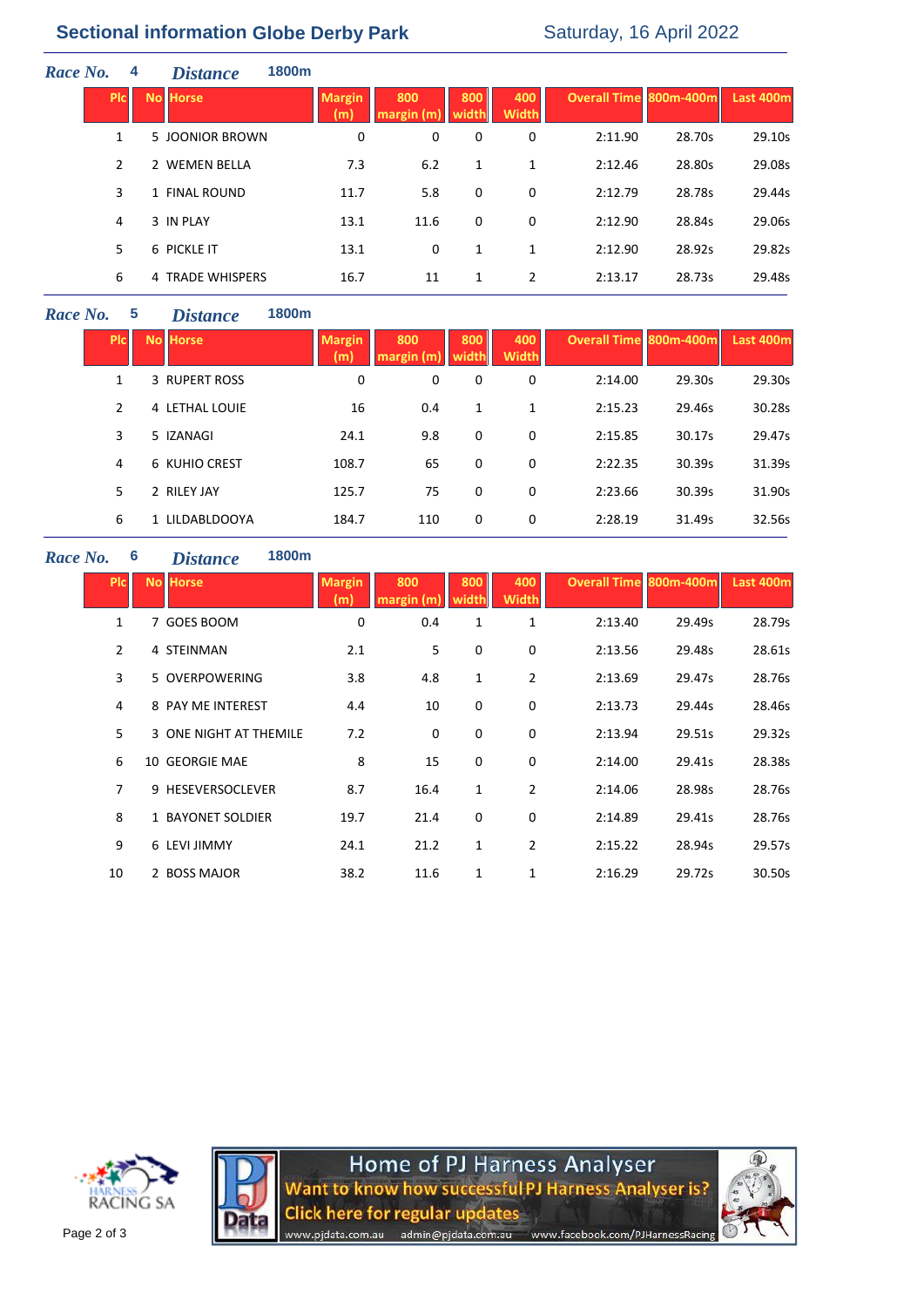## Sectional information Globe Derby Park

Saturday, 16 April 2022

### Race No. 4 — Distance 1800m

| Plc | No | Horse | Margin (m) | 800 margin (m) | 800 width | 400 Width | Overall Time | 800m-400m | Last 400m |
|---|---|---|---|---|---|---|---|---|---|
| 1 | 5 | JOONIOR BROWN | 0 | 0 | 0 | 0 | 2:11.90 | 28.70s | 29.10s |
| 2 | 2 | WEMEN BELLA | 7.3 | 6.2 | 1 | 1 | 2:12.46 | 28.80s | 29.08s |
| 3 | 1 | FINAL ROUND | 11.7 | 5.8 | 0 | 0 | 2:12.79 | 28.78s | 29.44s |
| 4 | 3 | IN PLAY | 13.1 | 11.6 | 0 | 0 | 2:12.90 | 28.84s | 29.06s |
| 5 | 6 | PICKLE IT | 13.1 | 0 | 1 | 1 | 2:12.90 | 28.92s | 29.82s |
| 6 | 4 | TRADE WHISPERS | 16.7 | 11 | 1 | 2 | 2:13.17 | 28.73s | 29.48s |

### Race No. 5 — Distance 1800m

| Plc | No | Horse | Margin (m) | 800 margin (m) | 800 width | 400 Width | Overall Time | 800m-400m | Last 400m |
|---|---|---|---|---|---|---|---|---|---|
| 1 | 3 | RUPERT ROSS | 0 | 0 | 0 | 0 | 2:14.00 | 29.30s | 29.30s |
| 2 | 4 | LETHAL LOUIE | 16 | 0.4 | 1 | 1 | 2:15.23 | 29.46s | 30.28s |
| 3 | 5 | IZANAGI | 24.1 | 9.8 | 0 | 0 | 2:15.85 | 30.17s | 29.47s |
| 4 | 6 | KUHIO CREST | 108.7 | 65 | 0 | 0 | 2:22.35 | 30.39s | 31.39s |
| 5 | 2 | RILEY JAY | 125.7 | 75 | 0 | 0 | 2:23.66 | 30.39s | 31.90s |
| 6 | 1 | LILDABLDOOYA | 184.7 | 110 | 0 | 0 | 2:28.19 | 31.49s | 32.56s |

### Race No. 6 — Distance 1800m

| Plc | No | Horse | Margin (m) | 800 margin (m) | 800 width | 400 Width | Overall Time | 800m-400m | Last 400m |
|---|---|---|---|---|---|---|---|---|---|
| 1 | 7 | GOES BOOM | 0 | 0.4 | 1 | 1 | 2:13.40 | 29.49s | 28.79s |
| 2 | 4 | STEINMAN | 2.1 | 5 | 0 | 0 | 2:13.56 | 29.48s | 28.61s |
| 3 | 5 | OVERPOWERING | 3.8 | 4.8 | 1 | 2 | 2:13.69 | 29.47s | 28.76s |
| 4 | 8 | PAY ME INTEREST | 4.4 | 10 | 0 | 0 | 2:13.73 | 29.44s | 28.46s |
| 5 | 3 | ONE NIGHT AT THEMILE | 7.2 | 0 | 0 | 0 | 2:13.94 | 29.51s | 29.32s |
| 6 | 10 | GEORGIE MAE | 8 | 15 | 0 | 0 | 2:14.00 | 29.41s | 28.38s |
| 7 | 9 | HESEVERSOCLEVER | 8.7 | 16.4 | 1 | 2 | 2:14.06 | 28.98s | 28.76s |
| 8 | 1 | BAYONET SOLDIER | 19.7 | 21.4 | 0 | 0 | 2:14.89 | 29.41s | 28.76s |
| 9 | 6 | LEVI JIMMY | 24.1 | 21.2 | 1 | 2 | 2:15.22 | 28.94s | 29.57s |
| 10 | 2 | BOSS MAJOR | 38.2 | 11.6 | 1 | 1 | 2:16.29 | 29.72s | 30.50s |

HARNESS RACING SA

Home of PJ Harness Analyser
Want to know how successful PJ Harness Analyser is?
Click here for regular updates
www.pjdata.com.au admin@pjdata.com.au www.facebook.com/PJHarnessRacing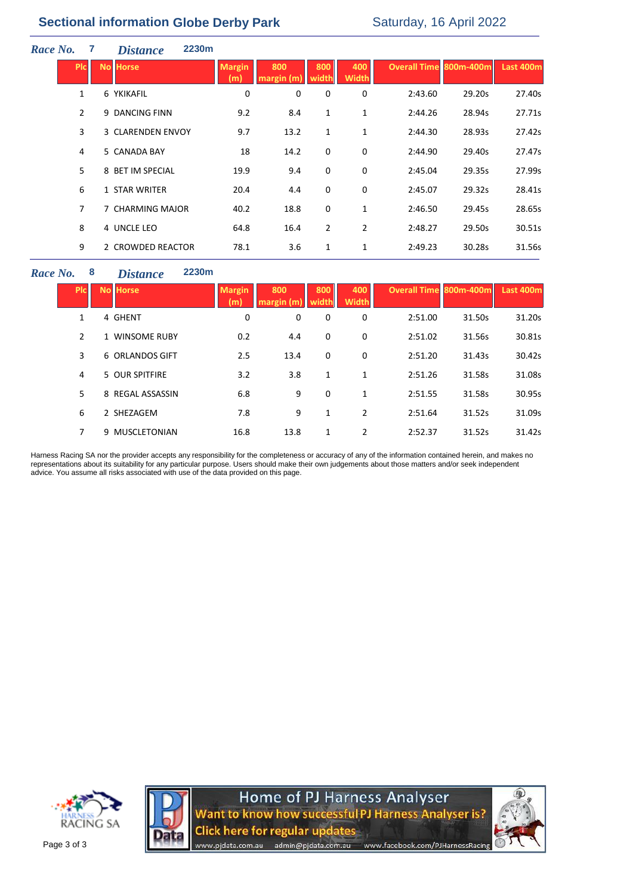## Sectional information Globe Derby Park

Saturday, 16 April 2022

***Race No.*** **7** ***Distance*** **2230m**

| Plc | No | Horse | Margin (m) | 800 margin (m) | 800 width | 400 Width | Overall Time | 800m-400m | Last 400m |
|---|---|---|---|---|---|---|---|---|---|
| 1 | 6 | YKIKAFIL | 0 | 0 | 0 | 0 | 2:43.60 | 29.20s | 27.40s |
| 2 | 9 | DANCING FINN | 9.2 | 8.4 | 1 | 1 | 2:44.26 | 28.94s | 27.71s |
| 3 | 3 | CLARENDEN ENVOY | 9.7 | 13.2 | 1 | 1 | 2:44.30 | 28.93s | 27.42s |
| 4 | 5 | CANADA BAY | 18 | 14.2 | 0 | 0 | 2:44.90 | 29.40s | 27.47s |
| 5 | 8 | BET IM SPECIAL | 19.9 | 9.4 | 0 | 0 | 2:45.04 | 29.35s | 27.99s |
| 6 | 1 | STAR WRITER | 20.4 | 4.4 | 0 | 0 | 2:45.07 | 29.32s | 28.41s |
| 7 | 7 | CHARMING MAJOR | 40.2 | 18.8 | 0 | 1 | 2:46.50 | 29.45s | 28.65s |
| 8 | 4 | UNCLE LEO | 64.8 | 16.4 | 2 | 2 | 2:48.27 | 29.50s | 30.51s |
| 9 | 2 | CROWDED REACTOR | 78.1 | 3.6 | 1 | 1 | 2:49.23 | 30.28s | 31.56s |

***Race No.*** **8** ***Distance*** **2230m**

| Plc | No | Horse | Margin (m) | 800 margin (m) | 800 width | 400 Width | Overall Time | 800m-400m | Last 400m |
|---|---|---|---|---|---|---|---|---|---|
| 1 | 4 | GHENT | 0 | 0 | 0 | 0 | 2:51.00 | 31.50s | 31.20s |
| 2 | 1 | WINSOME RUBY | 0.2 | 4.4 | 0 | 0 | 2:51.02 | 31.56s | 30.81s |
| 3 | 6 | ORLANDOS GIFT | 2.5 | 13.4 | 0 | 0 | 2:51.20 | 31.43s | 30.42s |
| 4 | 5 | OUR SPITFIRE | 3.2 | 3.8 | 1 | 1 | 2:51.26 | 31.58s | 31.08s |
| 5 | 8 | REGAL ASSASSIN | 6.8 | 9 | 0 | 1 | 2:51.55 | 31.58s | 30.95s |
| 6 | 2 | SHEZAGEM | 7.8 | 9 | 1 | 2 | 2:51.64 | 31.52s | 31.09s |
| 7 | 9 | MUSCLETONIAN | 16.8 | 13.8 | 1 | 2 | 2:52.37 | 31.52s | 31.42s |

Harness Racing SA nor the provider accepts any responsibility for the completeness or accuracy of any of the information contained herein, and makes no representations about its suitability for any particular purpose. Users should make their own judgements about those matters and/or seek independent advice. You assume all risks associated with use of the data provided on this page.

HARNESS RACING SA

Home of PJ Harness Analyser
Want to know how successful PJ Harness Analyser is?
Click here for regular updates
www.pjdata.com.au admin@pjdata.com.au www.facebook.com/PJHarnessRacing